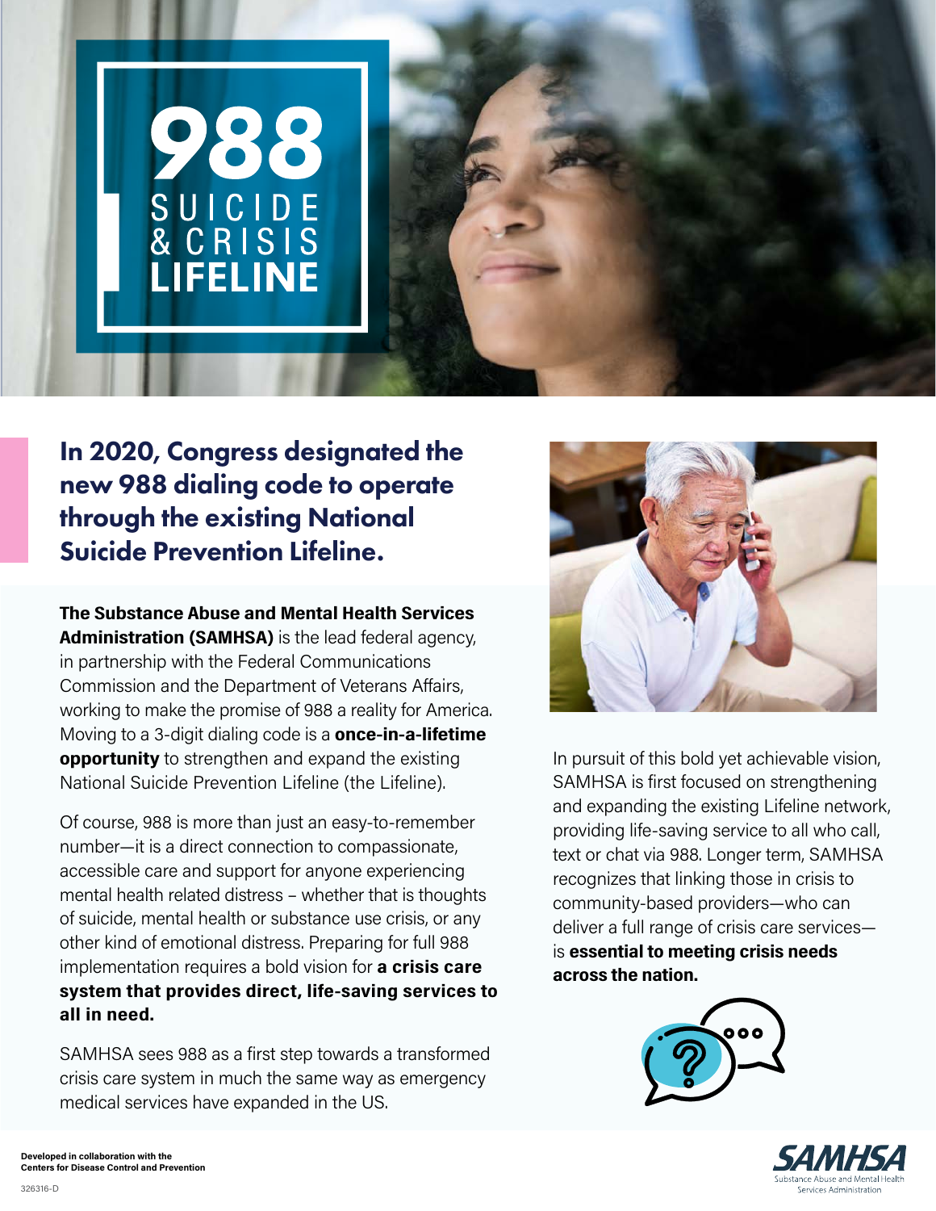# 988 SUICIDE & CRISIS LIFELINE

## In 2020, Congress designated the new 988 dialing code to operate through the existing National Suicide Prevention Lifeline.

**The Substance Abuse and Mental Health Services Administration (SAMHSA)** is the lead federal agency, in partnership with the Federal Communications Commission and the Department of Veterans Affairs, working to make the promise of 988 a reality for America. Moving to a 3-digit dialing code is a **once-in-a-lifetime opportunity** to strengthen and expand the existing National Suicide Prevention Lifeline (the Lifeline).

Of course, 988 is more than just an easy-to-remember number—it is a direct connection to compassionate, accessible care and support for anyone experiencing mental health related distress – whether that is thoughts of suicide, mental health or substance use crisis, or any other kind of emotional distress. Preparing for full 988 implementation requires a bold vision for **a crisis care system that provides direct, life-saving services to all in need.**

SAMHSA sees 988 as a first step towards a transformed crisis care system in much the same way as emergency medical services have expanded in the US.

In pursuit of this bold yet achievable vision, SAMHSA is first focused on strengthening and expanding the existing Lifeline network, providing life-saving service to all who call, text or chat via 988. Longer term, SAMHSA recognizes that linking those in crisis to community-based providers—who can deliver a full range of crisis care services—is **essential to meeting crisis needs across the nation.**

**Developed in collaboration with the Centers for Disease Control and Prevention**

326316-D

SAMHSA
Substance Abuse and Mental Health Services Administration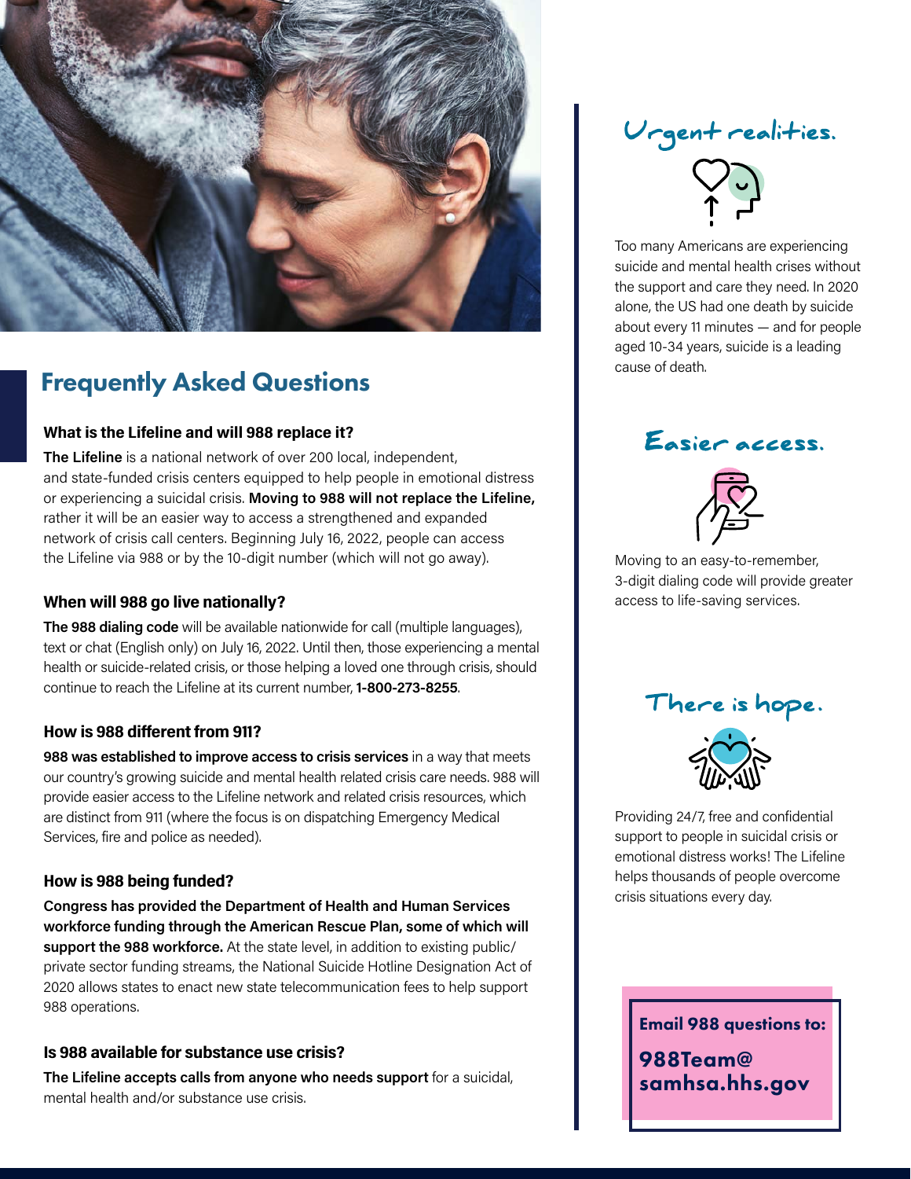## Frequently Asked Questions

### What is the Lifeline and will 988 replace it?

**The Lifeline** is a national network of over 200 local, independent, and state-funded crisis centers equipped to help people in emotional distress or experiencing a suicidal crisis. **Moving to 988 will not replace the Lifeline,** rather it will be an easier way to access a strengthened and expanded network of crisis call centers. Beginning July 16, 2022, people can access the Lifeline via 988 or by the 10-digit number (which will not go away).

### When will 988 go live nationally?

**The 988 dialing code** will be available nationwide for call (multiple languages), text or chat (English only) on July 16, 2022. Until then, those experiencing a mental health or suicide-related crisis, or those helping a loved one through crisis, should continue to reach the Lifeline at its current number, **1-800-273-8255**.

### How is 988 different from 911?

**988 was established to improve access to crisis services** in a way that meets our country's growing suicide and mental health related crisis care needs. 988 will provide easier access to the Lifeline network and related crisis resources, which are distinct from 911 (where the focus is on dispatching Emergency Medical Services, fire and police as needed).

### How is 988 being funded?

**Congress has provided the Department of Health and Human Services workforce funding through the American Rescue Plan, some of which will support the 988 workforce.** At the state level, in addition to existing public/private sector funding streams, the National Suicide Hotline Designation Act of 2020 allows states to enact new state telecommunication fees to help support 988 operations.

### Is 988 available for substance use crisis?

**The Lifeline accepts calls from anyone who needs support** for a suicidal, mental health and/or substance use crisis.

## Urgent realities.

Too many Americans are experiencing suicide and mental health crises without the support and care they need. In 2020 alone, the US had one death by suicide about every 11 minutes — and for people aged 10-34 years, suicide is a leading cause of death.

## Easier access.

Moving to an easy-to-remember, 3-digit dialing code will provide greater access to life-saving services.

## There is hope.

Providing 24/7, free and confidential support to people in suicidal crisis or emotional distress works! The Lifeline helps thousands of people overcome crisis situations every day.

**Email 988 questions to:**

**988Team@samhsa.hhs.gov**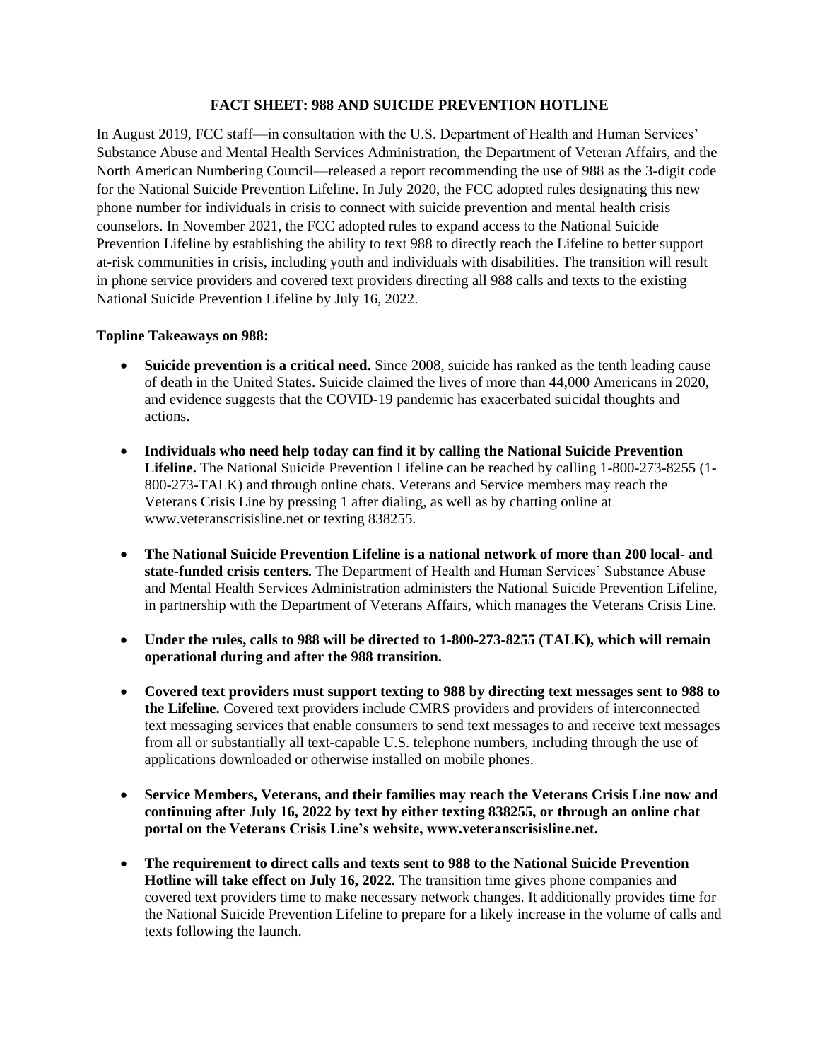**FACT SHEET: 988 AND SUICIDE PREVENTION HOTLINE**

In August 2019, FCC staff—in consultation with the U.S. Department of Health and Human Services' Substance Abuse and Mental Health Services Administration, the Department of Veteran Affairs, and the North American Numbering Council—released a report recommending the use of 988 as the 3-digit code for the National Suicide Prevention Lifeline. In July 2020, the FCC adopted rules designating this new phone number for individuals in crisis to connect with suicide prevention and mental health crisis counselors. In November 2021, the FCC adopted rules to expand access to the National Suicide Prevention Lifeline by establishing the ability to text 988 to directly reach the Lifeline to better support at-risk communities in crisis, including youth and individuals with disabilities. The transition will result in phone service providers and covered text providers directing all 988 calls and texts to the existing National Suicide Prevention Lifeline by July 16, 2022.

**Topline Takeaways on 988:**

- **Suicide prevention is a critical need.** Since 2008, suicide has ranked as the tenth leading cause of death in the United States. Suicide claimed the lives of more than 44,000 Americans in 2020, and evidence suggests that the COVID-19 pandemic has exacerbated suicidal thoughts and actions.

- **Individuals who need help today can find it by calling the National Suicide Prevention Lifeline.** The National Suicide Prevention Lifeline can be reached by calling 1-800-273-8255 (1-800-273-TALK) and through online chats. Veterans and Service members may reach the Veterans Crisis Line by pressing 1 after dialing, as well as by chatting online at www.veteranscrisisline.net or texting 838255.

- **The National Suicide Prevention Lifeline is a national network of more than 200 local- and state-funded crisis centers.** The Department of Health and Human Services' Substance Abuse and Mental Health Services Administration administers the National Suicide Prevention Lifeline, in partnership with the Department of Veterans Affairs, which manages the Veterans Crisis Line.

- **Under the rules, calls to 988 will be directed to 1-800-273-8255 (TALK), which will remain operational during and after the 988 transition.**

- **Covered text providers must support texting to 988 by directing text messages sent to 988 to the Lifeline.** Covered text providers include CMRS providers and providers of interconnected text messaging services that enable consumers to send text messages to and receive text messages from all or substantially all text-capable U.S. telephone numbers, including through the use of applications downloaded or otherwise installed on mobile phones.

- **Service Members, Veterans, and their families may reach the Veterans Crisis Line now and continuing after July 16, 2022 by text by either texting 838255, or through an online chat portal on the Veterans Crisis Line's website, www.veteranscrisisline.net.**

- **The requirement to direct calls and texts sent to 988 to the National Suicide Prevention Hotline will take effect on July 16, 2022.** The transition time gives phone companies and covered text providers time to make necessary network changes. It additionally provides time for the National Suicide Prevention Lifeline to prepare for a likely increase in the volume of calls and texts following the launch.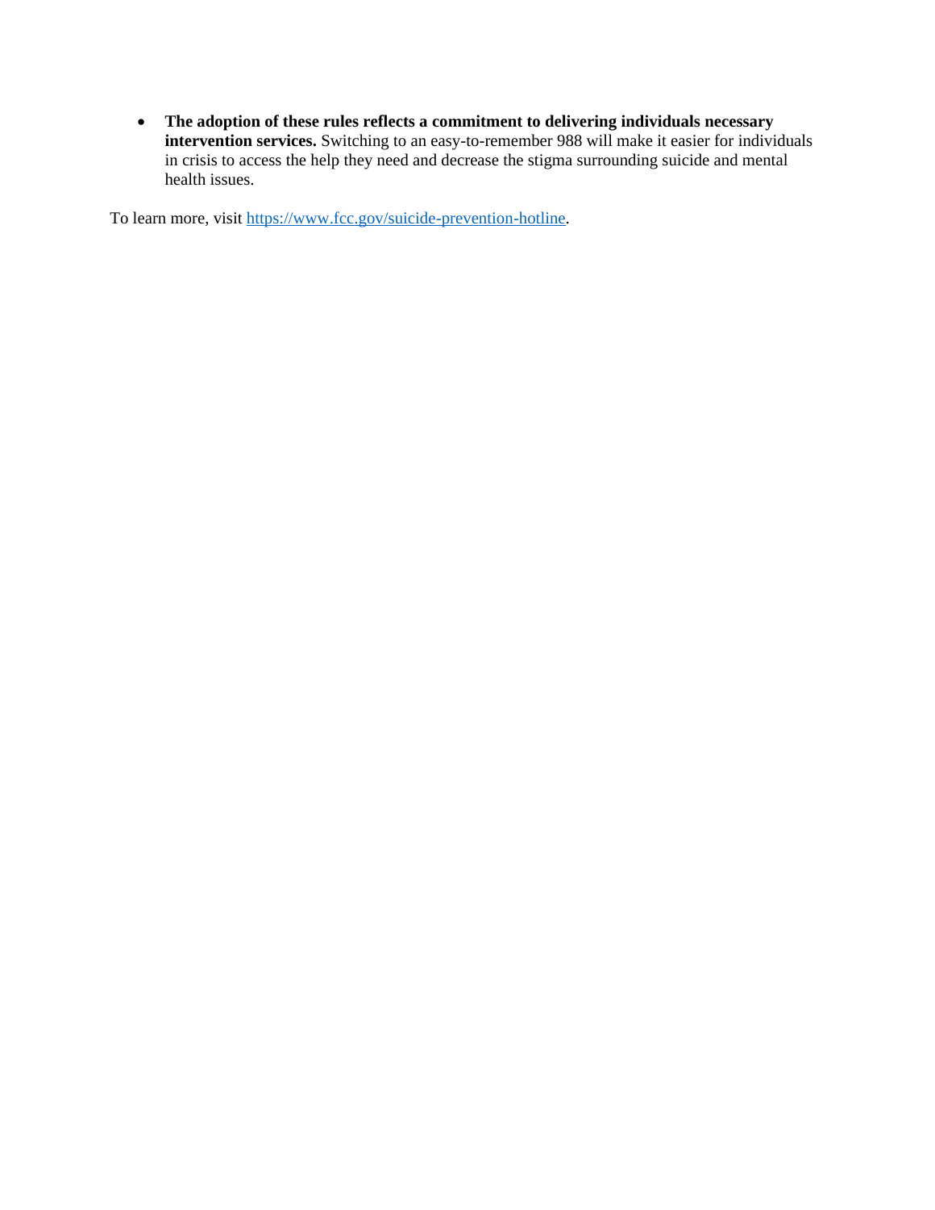- **The adoption of these rules reflects a commitment to delivering individuals necessary intervention services.** Switching to an easy-to-remember 988 will make it easier for individuals in crisis to access the help they need and decrease the stigma surrounding suicide and mental health issues.

To learn more, visit [https://www.fcc.gov/suicide-prevention-hotline](https://www.fcc.gov/suicide-prevention-hotline).